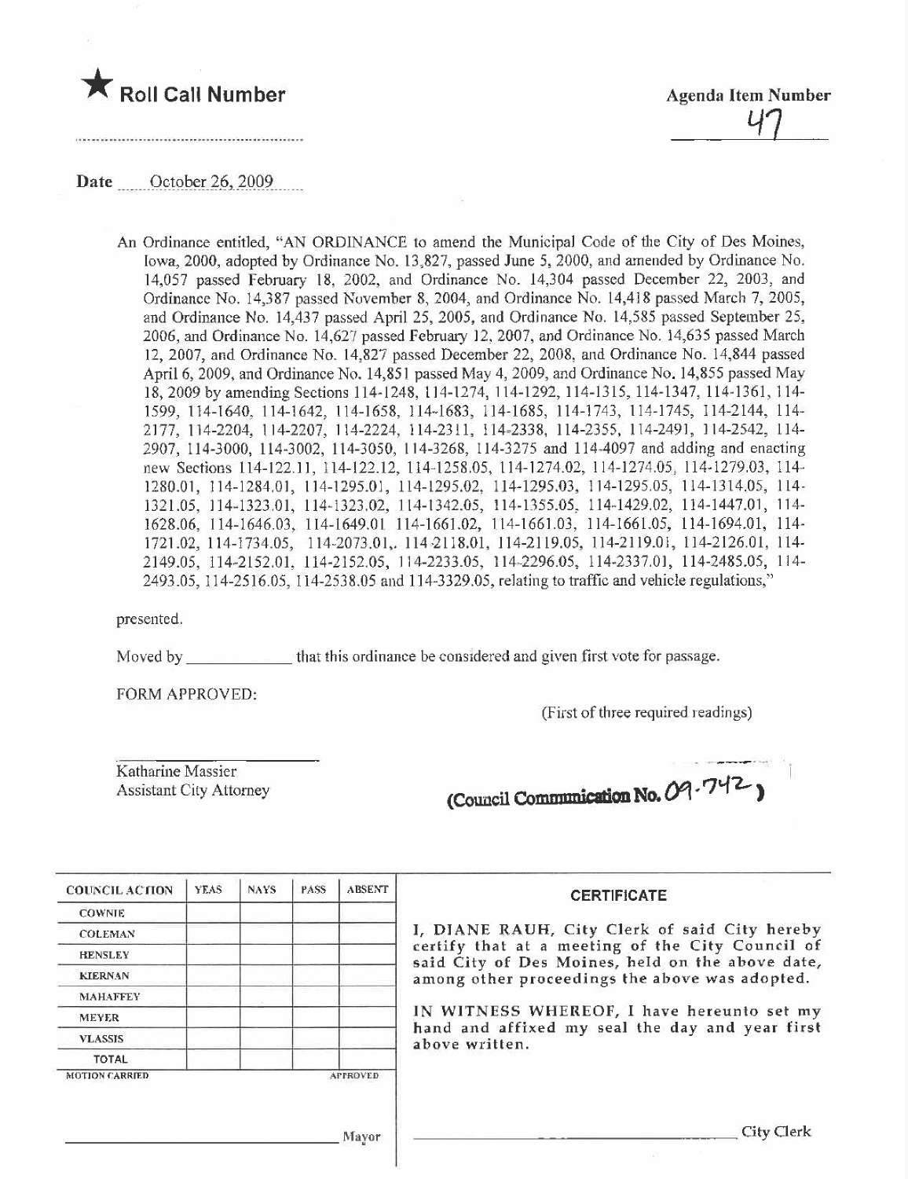★ **Roll Call Number**

**Agenda Item Number**
47

**Date** October 26, 2009

An Ordinance entitled, "AN ORDINANCE to amend the Municipal Code of the City of Des Moines, Iowa, 2000, adopted by Ordinance No. 13,827, passed June 5, 2000, and amended by Ordinance No. 14,057 passed February 18, 2002, and Ordinance No. 14,304 passed December 22, 2003, and Ordinance No. 14,387 passed November 8, 2004, and Ordinance No. 14,418 passed March 7, 2005, and Ordinance No. 14,437 passed April 25, 2005, and Ordinance No. 14,585 passed September 25, 2006, and Ordinance No. 14,627 passed February 12, 2007, and Ordinance No. 14,635 passed March 12, 2007, and Ordinance No. 14,827 passed December 22, 2008, and Ordinance No. 14,844 passed April 6, 2009, and Ordinance No. 14,851 passed May 4, 2009, and Ordinance No. 14,855 passed May 18, 2009 by amending Sections 114-1248, 114-1274, 114-1292, 114-1315, 114-1347, 114-1361, 114-1599, 114-1640, 114-1642, 114-1658, 114-1683, 114-1685, 114-1743, 114-1745, 114-2144, 114-2177, 114-2204, 114-2207, 114-2224, 114-2311, 114-2338, 114-2355, 114-2491, 114-2542, 114-2907, 114-3000, 114-3002, 114-3050, 114-3268, 114-3275 and 114-4097 and adding and enacting new Sections 114-122.11, 114-122.12, 114-1258.05, 114-1274.02, 114-1274.05, 114-1279.03, 114-1280.01, 114-1284.01, 114-1295.01, 114-1295.02, 114-1295.03, 114-1295.05, 114-1314.05, 114-1321.05, 114-1323.01, 114-1323.02, 114-1342.05, 114-1355.05, 114-1429.02, 114-1447.01, 114-1628.06, 114-1646.03, 114-1649.01 114-1661.02, 114-1661.03, 114-1661.05, 114-1694.01, 114-1721.02, 114-1734.05, 114-2073.01,. 114-2118.01, 114-2119.05, 114-2119.01, 114-2126.01, 114-2149.05, 114-2152.01, 114-2152.05, 114-2233.05, 114-2296.05, 114-2337.01, 114-2485.05, 114-2493.05, 114-2516.05, 114-2538.05 and 114-3329.05, relating to traffic and vehicle regulations,"

presented.

Moved by ____________ that this ordinance be considered and given first vote for passage.

FORM APPROVED:

(First of three required readings)

Katharine Massier
Assistant City Attorney

(Council Communication No. 09-742)

| COUNCIL ACTION | YEAS | NAYS | PASS | ABSENT |
|---|---|---|---|---|
| COWNIE | | | | |
| COLEMAN | | | | |
| HENSLEY | | | | |
| KIERNAN | | | | |
| MAHAFFEY | | | | |
| MEYER | | | | |
| VLASSIS | | | | |
| TOTAL | | | | |
| MOTION CARRIED | | | | APPROVED |

______________________ Mayor

**CERTIFICATE**

I, DIANE RAUH, City Clerk of said City hereby certify that at a meeting of the City Council of said City of Des Moines, held on the above date, among other proceedings the above was adopted.

IN WITNESS WHEREOF, I have hereunto set my hand and affixed my seal the day and year first above written.

______________________ City Clerk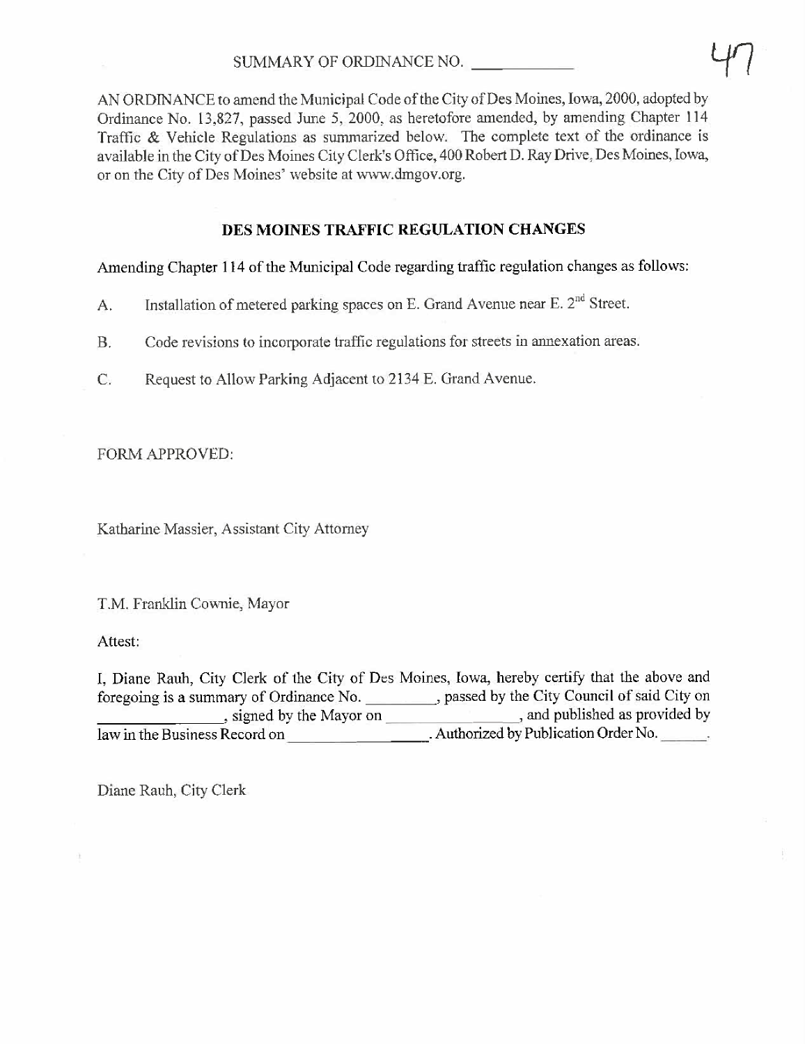SUMMARY OF ORDINANCE NO. ___________

47

AN ORDINANCE to amend the Municipal Code of the City of Des Moines, Iowa, 2000, adopted by Ordinance No. 13,827, passed June 5, 2000, as heretofore amended, by amending Chapter 114 Traffic & Vehicle Regulations as summarized below. The complete text of the ordinance is available in the City of Des Moines City Clerk's Office, 400 Robert D. Ray Drive, Des Moines, Iowa, or on the City of Des Moines' website at www.dmgov.org.

## DES MOINES TRAFFIC REGULATION CHANGES

Amending Chapter 114 of the Municipal Code regarding traffic regulation changes as follows:

A. Installation of metered parking spaces on E. Grand Avenue near E. 2nd Street.

B. Code revisions to incorporate traffic regulations for streets in annexation areas.

C. Request to Allow Parking Adjacent to 2134 E. Grand Avenue.

FORM APPROVED:

Katharine Massier, Assistant City Attorney

T.M. Franklin Cownie, Mayor

Attest:

I, Diane Rauh, City Clerk of the City of Des Moines, Iowa, hereby certify that the above and foregoing is a summary of Ordinance No. _________, passed by the City Council of said City on _______________, signed by the Mayor on _______________, and published as provided by law in the Business Record on _______________. Authorized by Publication Order No. ______.

Diane Rauh, City Clerk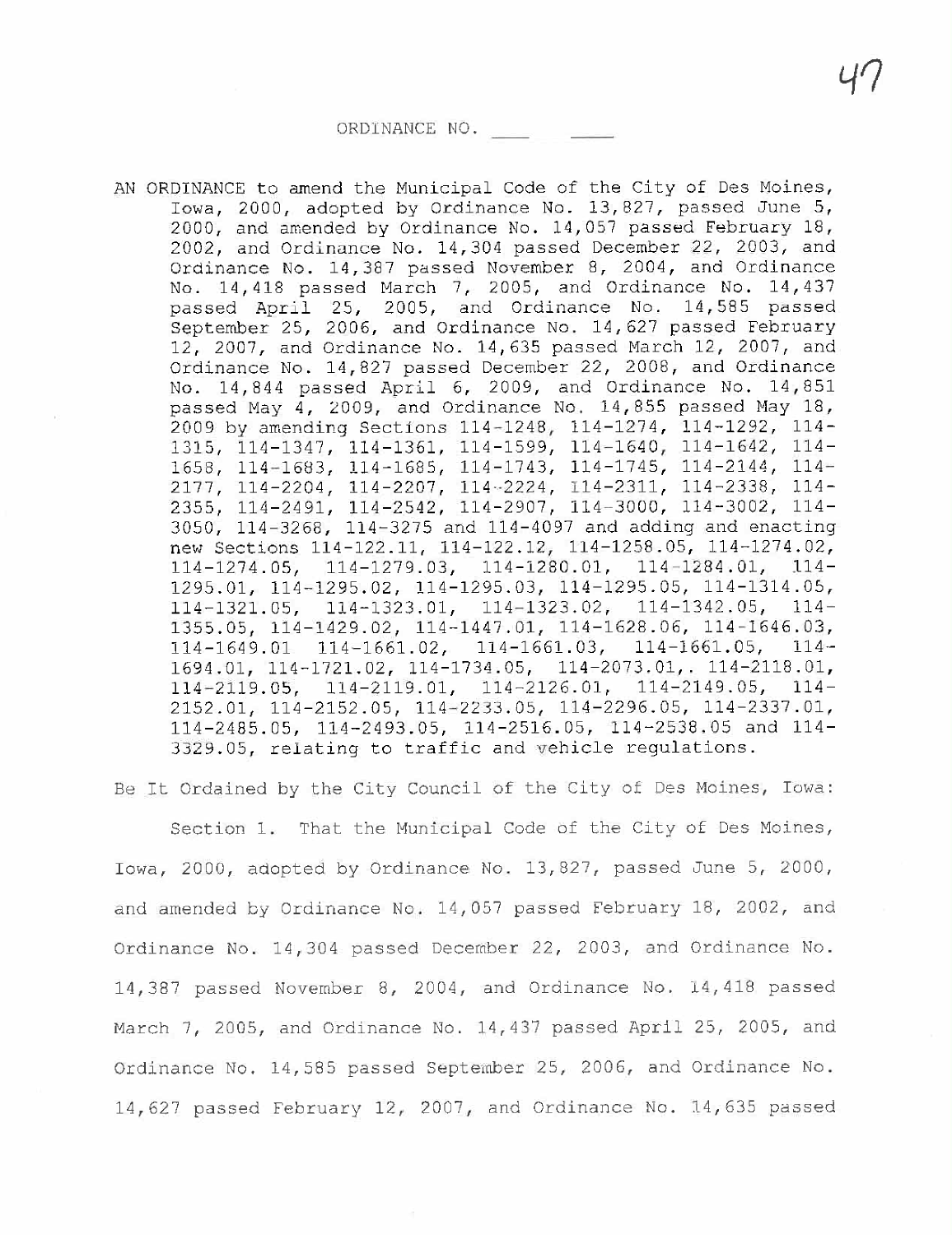ORDINANCE NO. ____ ____

AN ORDINANCE to amend the Municipal Code of the City of Des Moines, Iowa, 2000, adopted by Ordinance No. 13,827, passed June 5, 2000, and amended by Ordinance No. 14,057 passed February 18, 2002, and Ordinance No. 14,304 passed December 22, 2003, and Ordinance No. 14,387 passed November 8, 2004, and Ordinance No. 14,418 passed March 7, 2005, and Ordinance No. 14,437 passed April 25, 2005, and Ordinance No. 14,585 passed September 25, 2006, and Ordinance No. 14,627 passed February 12, 2007, and Ordinance No. 14,635 passed March 12, 2007, and Ordinance No. 14,827 passed December 22, 2008, and Ordinance No. 14,844 passed April 6, 2009, and Ordinance No. 14,851 passed May 4, 2009, and Ordinance No. 14,855 passed May 18, 2009 by amending Sections 114-1248, 114-1274, 114-1292, 114-1315, 114-1347, 114-1361, 114-1599, 114-1640, 114-1642, 114-1658, 114-1683, 114-1685, 114-1743, 114-1745, 114-2144, 114-2177, 114-2204, 114-2207, 114-2224, 114-2311, 114-2338, 114-2355, 114-2491, 114-2542, 114-2907, 114-3000, 114-3002, 114-3050, 114-3268, 114-3275 and 114-4097 and adding and enacting new Sections 114-122.11, 114-122.12, 114-1258.05, 114-1274.02, 114-1274.05, 114-1279.03, 114-1280.01, 114-1284.01, 114-1295.01, 114-1295.02, 114-1295.03, 114-1295.05, 114-1314.05, 114-1321.05, 114-1323.01, 114-1323.02, 114-1342.05, 114-1355.05, 114-1429.02, 114-1447.01, 114-1628.06, 114-1646.03, 114-1649.01 114-1661.02, 114-1661.03, 114-1661.05, 114-1694.01, 114-1721.02, 114-1734.05, 114-2073.01,. 114-2118.01, 114-2119.05, 114-2119.01, 114-2126.01, 114-2149.05, 114-2152.01, 114-2152.05, 114-2233.05, 114-2296.05, 114-2337.01, 114-2485.05, 114-2493.05, 114-2516.05, 114-2538.05 and 114-3329.05, relating to traffic and vehicle regulations.

Be It Ordained by the City Council of the City of Des Moines, Iowa:

Section 1. That the Municipal Code of the City of Des Moines, Iowa, 2000, adopted by Ordinance No. 13,827, passed June 5, 2000, and amended by Ordinance No. 14,057 passed February 18, 2002, and Ordinance No. 14,304 passed December 22, 2003, and Ordinance No. 14,387 passed November 8, 2004, and Ordinance No. 14,418 passed March 7, 2005, and Ordinance No. 14,437 passed April 25, 2005, and Ordinance No. 14,585 passed September 25, 2006, and Ordinance No. 14,627 passed February 12, 2007, and Ordinance No. 14,635 passed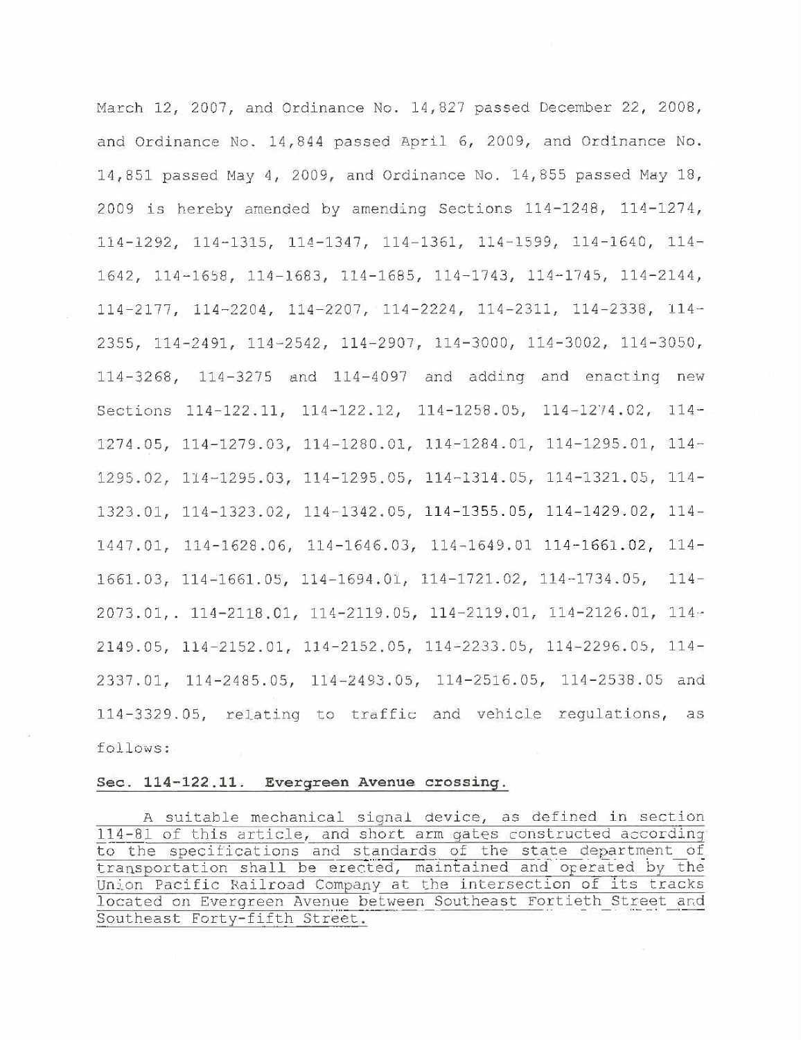March 12, 2007, and Ordinance No. 14,827 passed December 22, 2008, and Ordinance No. 14,844 passed April 6, 2009, and Ordinance No. 14,851 passed May 4, 2009, and Ordinance No. 14,855 passed May 18, 2009 is hereby amended by amending Sections 114-1248, 114-1274, 114-1292, 114-1315, 114-1347, 114-1361, 114-1599, 114-1640, 114-1642, 114-1658, 114-1683, 114-1685, 114-1743, 114-1745, 114-2144, 114-2177, 114-2204, 114-2207, 114-2224, 114-2311, 114-2338, 114-2355, 114-2491, 114-2542, 114-2907, 114-3000, 114-3002, 114-3050, 114-3268, 114-3275 and 114-4097 and adding and enacting new Sections 114-122.11, 114-122.12, 114-1258.05, 114-1274.02, 114-1274.05, 114-1279.03, 114-1280.01, 114-1284.01, 114-1295.01, 114-1295.02, 114-1295.03, 114-1295.05, 114-1314.05, 114-1321.05, 114-1323.01, 114-1323.02, 114-1342.05, 114-1355.05, 114-1429.02, 114-1447.01, 114-1628.06, 114-1646.03, 114-1649.01 114-1661.02, 114-1661.03, 114-1661.05, 114-1694.01, 114-1721.02, 114-1734.05, 114-2073.01,. 114-2118.01, 114-2119.05, 114-2119.01, 114-2126.01, 114-2149.05, 114-2152.01, 114-2152.05, 114-2233.05, 114-2296.05, 114-2337.01, 114-2485.05, 114-2493.05, 114-2516.05, 114-2538.05 and 114-3329.05, relating to traffic and vehicle regulations, as follows:

**Sec. 114-122.11. Evergreen Avenue crossing.**

A suitable mechanical signal device, as defined in section 114-81 of this article, and short arm gates constructed according to the specifications and standards of the state department of transportation shall be erected, maintained and operated by the Union Pacific Railroad Company at the intersection of its tracks located on Evergreen Avenue between Southeast Fortieth Street and Southeast Forty-fifth Street.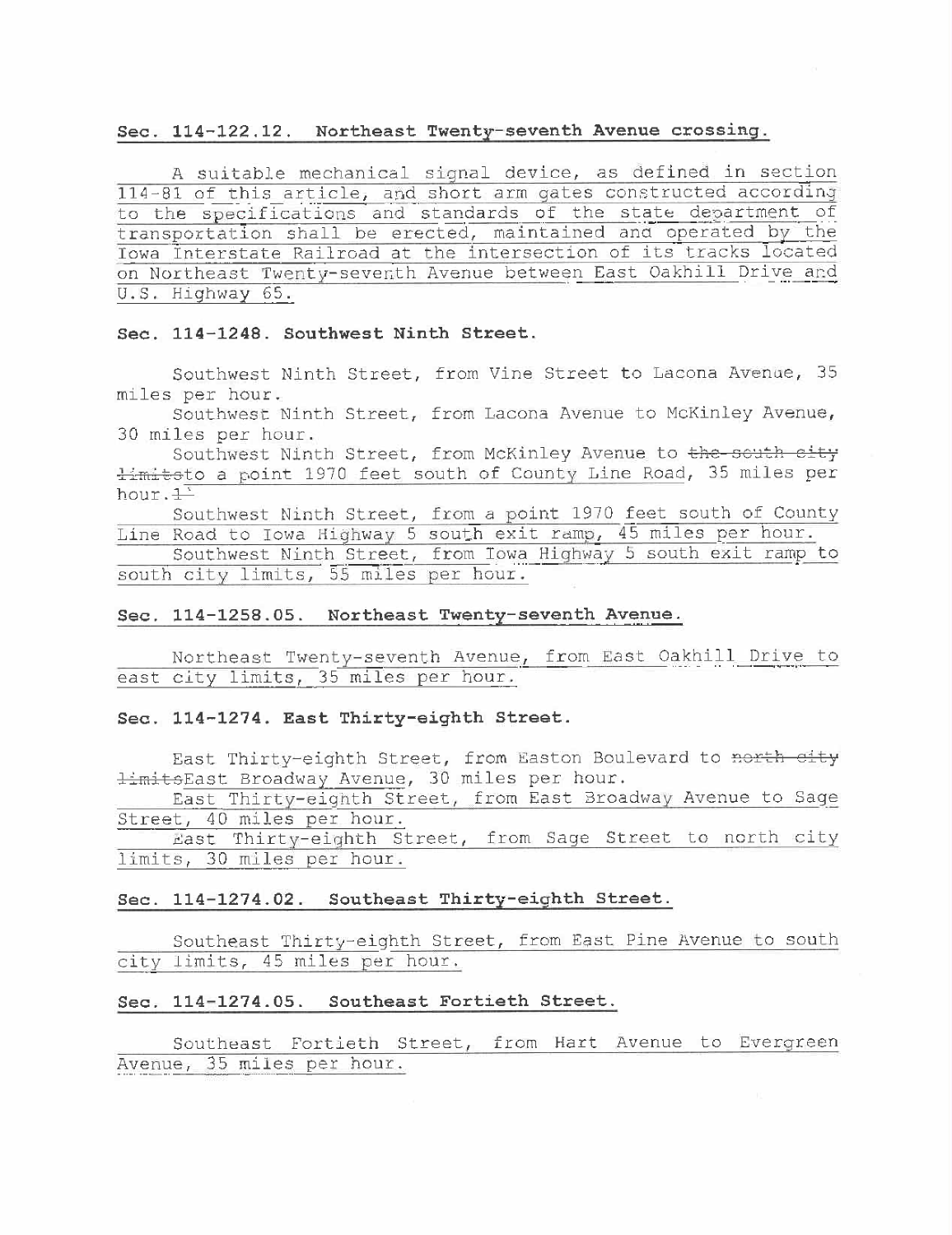### Sec. 114-122.12. Northeast Twenty-seventh Avenue crossing.

A suitable mechanical signal device, as defined in section 114-81 of this article, and short arm gates constructed according to the specifications and standards of the state department of transportation shall be erected, maintained and operated by the Iowa Interstate Railroad at the intersection of its tracks located on Northeast Twenty-seventh Avenue between East Oakhill Drive and U.S. Highway 65.

### Sec. 114-1248. Southwest Ninth Street.

Southwest Ninth Street, from Vine Street to Lacona Avenue, 35 miles per hour.

Southwest Ninth Street, from Lacona Avenue to McKinley Avenue, 30 miles per hour.

Southwest Ninth Street, from McKinley Avenue to ~~the south city limits~~to a point 1970 feet south of County Line Road, 35 miles per hour.~~1~~

Southwest Ninth Street, from a point 1970 feet south of County Line Road to Iowa Highway 5 south exit ramp, 45 miles per hour.

Southwest Ninth Street, from Iowa Highway 5 south exit ramp to south city limits, 55 miles per hour.

### Sec. 114-1258.05. Northeast Twenty-seventh Avenue.

Northeast Twenty-seventh Avenue, from East Oakhill Drive to east city limits, 35 miles per hour.

### Sec. 114-1274. East Thirty-eighth Street.

East Thirty-eighth Street, from Easton Boulevard to ~~north city limits~~East Broadway Avenue, 30 miles per hour.

East Thirty-eighth Street, from East Broadway Avenue to Sage Street, 40 miles per hour.

East Thirty-eighth Street, from Sage Street to north city limits, 30 miles per hour.

### Sec. 114-1274.02. Southeast Thirty-eighth Street.

Southeast Thirty-eighth Street, from East Pine Avenue to south city limits, 45 miles per hour.

### Sec. 114-1274.05. Southeast Fortieth Street.

Southeast Fortieth Street, from Hart Avenue to Evergreen Avenue, 35 miles per hour.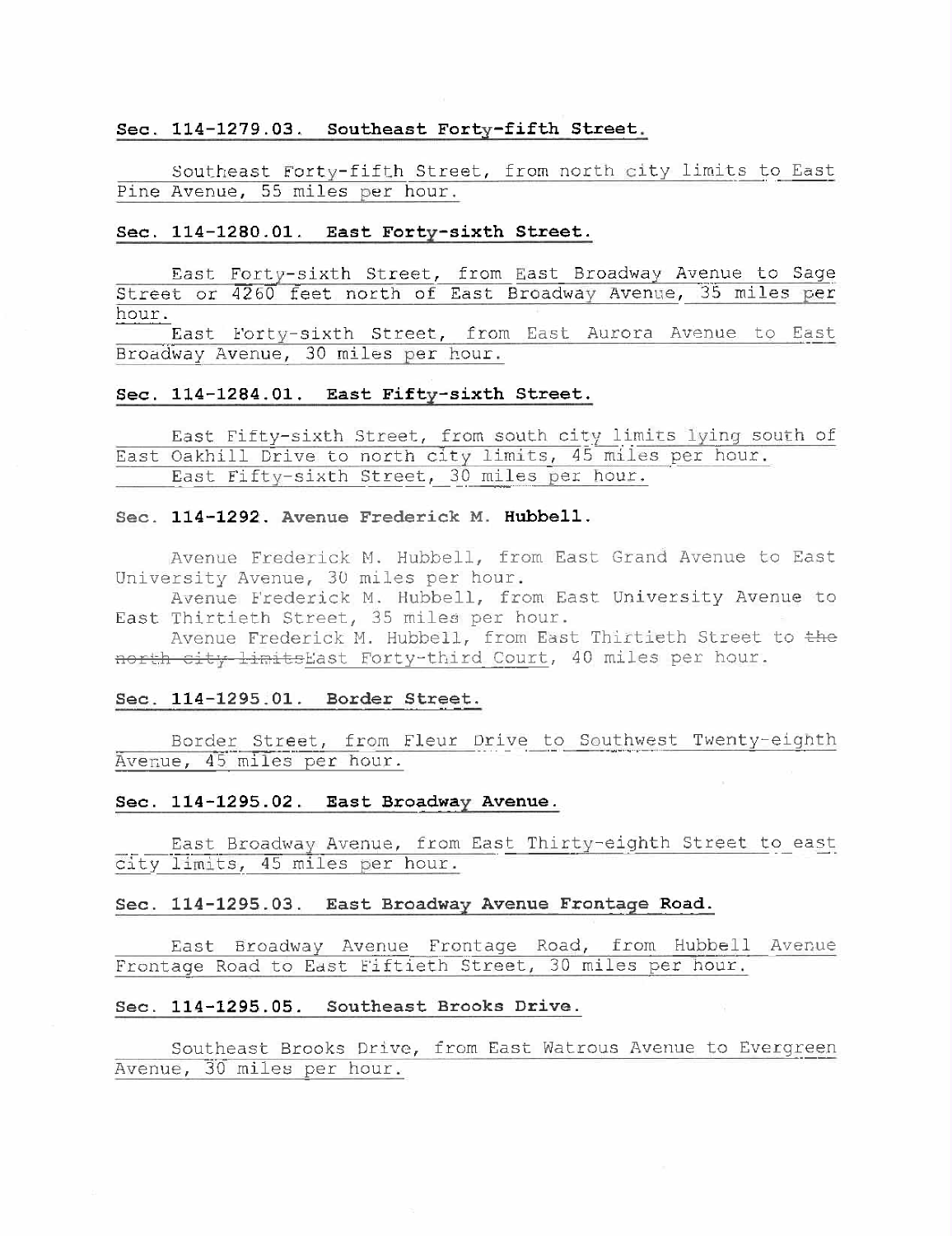**Sec. 114-1279.03. Southeast Forty-fifth Street.**

Southeast Forty-fifth Street, from north city limits to East Pine Avenue, 55 miles per hour.

**Sec. 114-1280.01. East Forty-sixth Street.**

East Forty-sixth Street, from East Broadway Avenue to Sage Street or 4260 feet north of East Broadway Avenue, 35 miles per hour.

East Forty-sixth Street, from East Aurora Avenue to East Broadway Avenue, 30 miles per hour.

**Sec. 114-1284.01. East Fifty-sixth Street.**

East Fifty-sixth Street, from south city limits lying south of East Oakhill Drive to north city limits, 45 miles per hour.

East Fifty-sixth Street, 30 miles per hour.

**Sec. 114-1292. Avenue Frederick M. Hubbell.**

Avenue Frederick M. Hubbell, from East Grand Avenue to East University Avenue, 30 miles per hour.

Avenue Frederick M. Hubbell, from East University Avenue to East Thirtieth Street, 35 miles per hour.

Avenue Frederick M. Hubbell, from East Thirtieth Street to ~~the north city limits~~East Forty-third Court, 40 miles per hour.

**Sec. 114-1295.01. Border Street.**

Border Street, from Fleur Drive to Southwest Twenty-eighth Avenue, 45 miles per hour.

**Sec. 114-1295.02. East Broadway Avenue.**

East Broadway Avenue, from East Thirty-eighth Street to east city limits, 45 miles per hour.

**Sec. 114-1295.03. East Broadway Avenue Frontage Road.**

East Broadway Avenue Frontage Road, from Hubbell Avenue Frontage Road to East Fiftieth Street, 30 miles per hour.

**Sec. 114-1295.05. Southeast Brooks Drive.**

Southeast Brooks Drive, from East Watrous Avenue to Evergreen Avenue, 30 miles per hour.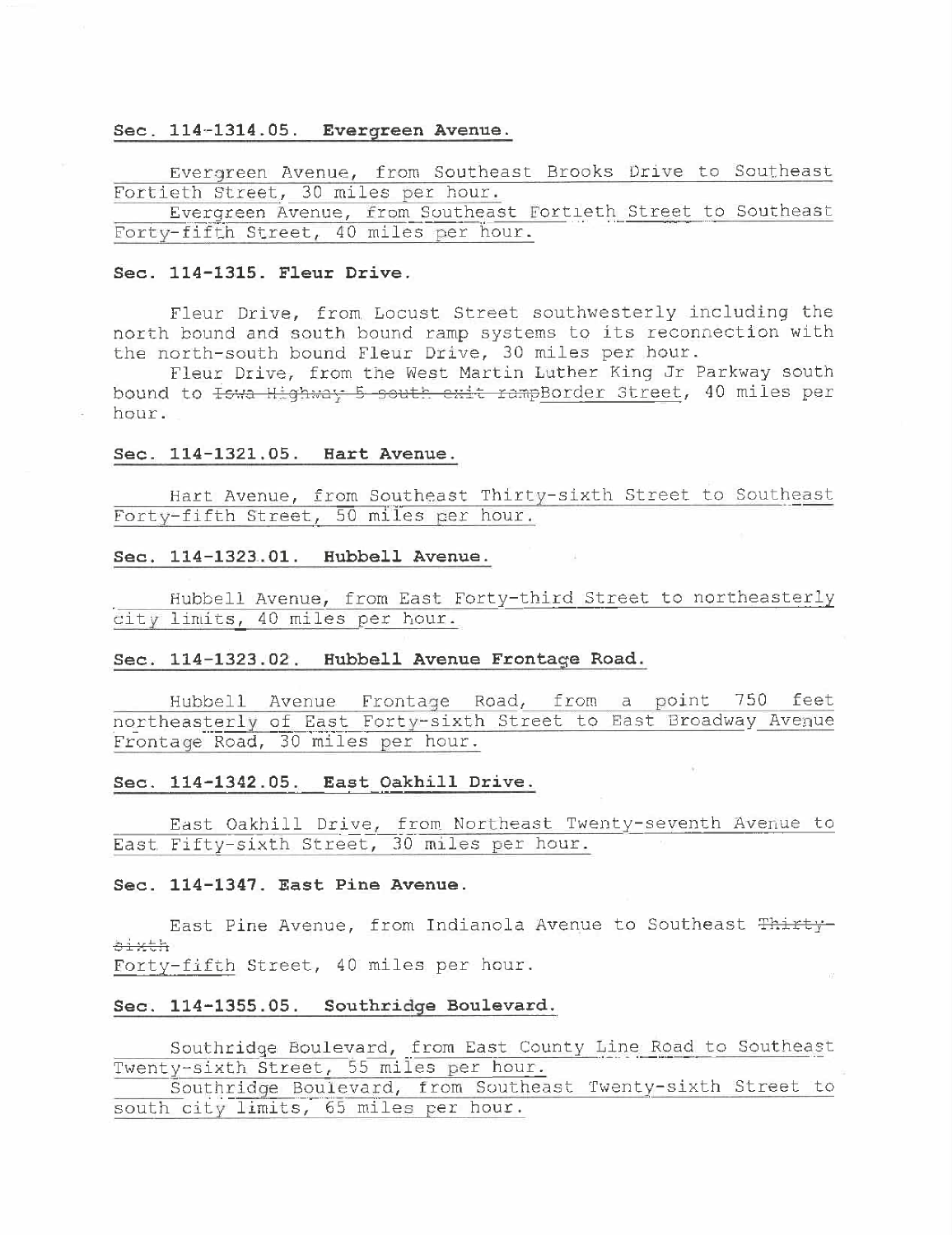**Sec. 114-1314.05. Evergreen Avenue.**

Evergreen Avenue, from Southeast Brooks Drive to Southeast Fortieth Street, 30 miles per hour.

Evergreen Avenue, from Southeast Fortieth Street to Southeast Forty-fifth Street, 40 miles per hour.

**Sec. 114-1315. Fleur Drive.**

Fleur Drive, from Locust Street southwesterly including the north bound and south bound ramp systems to its reconnection with the north-south bound Fleur Drive, 30 miles per hour.

Fleur Drive, from the West Martin Luther King Jr Parkway south bound to ~~Iowa Highway 5 south exit ramp~~Border Street, 40 miles per hour.

**Sec. 114-1321.05. Hart Avenue.**

Hart Avenue, from Southeast Thirty-sixth Street to Southeast Forty-fifth Street, 50 miles per hour.

**Sec. 114-1323.01. Hubbell Avenue.**

Hubbell Avenue, from East Forty-third Street to northeasterly city limits, 40 miles per hour.

**Sec. 114-1323.02. Hubbell Avenue Frontage Road.**

Hubbell Avenue Frontage Road, from a point 750 feet northeasterly of East Forty-sixth Street to East Broadway Avenue Frontage Road, 30 miles per hour.

**Sec. 114-1342.05. East Oakhill Drive.**

East Oakhill Drive, from Northeast Twenty-seventh Avenue to East Fifty-sixth Street, 30 miles per hour.

**Sec. 114-1347. East Pine Avenue.**

East Pine Avenue, from Indianola Avenue to Southeast ~~Thirty-sixth~~ Forty-fifth Street, 40 miles per hour.

**Sec. 114-1355.05. Southridge Boulevard.**

Southridge Boulevard, from East County Line Road to Southeast Twenty-sixth Street, 55 miles per hour.

Southridge Boulevard, from Southeast Twenty-sixth Street to south city limits, 65 miles per hour.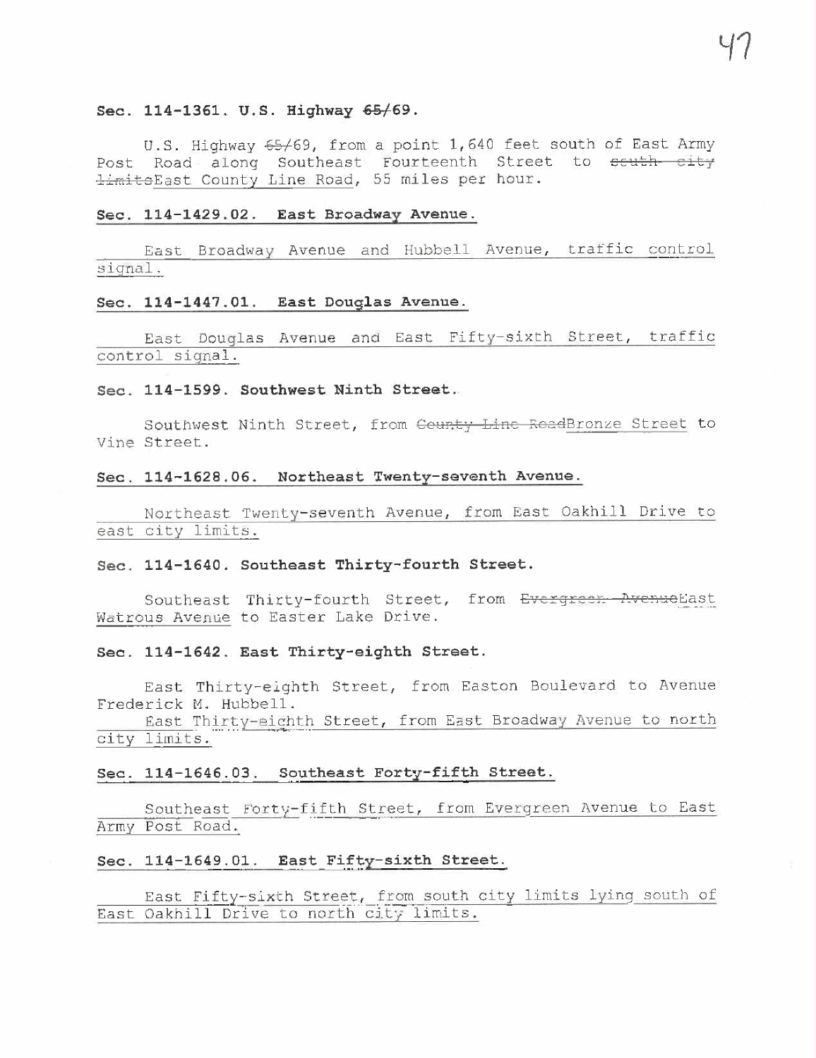**Sec. 114-1361. U.S. Highway ~~65/~~69.**

U.S. Highway ~~65/~~69, from a point 1,640 feet south of East Army Post Road along Southeast Fourteenth Street to ~~south city limits~~East County Line Road, 55 miles per hour.

**Sec. 114-1429.02. East Broadway Avenue.**

East Broadway Avenue and Hubbell Avenue, traffic control signal.

**Sec. 114-1447.01. East Douglas Avenue.**

East Douglas Avenue and East Fifty-sixth Street, traffic control signal.

**Sec. 114-1599. Southwest Ninth Street.**

Southwest Ninth Street, from ~~County Line Road~~Bronze Street to Vine Street.

**Sec. 114-1628.06. Northeast Twenty-seventh Avenue.**

Northeast Twenty-seventh Avenue, from East Oakhill Drive to east city limits.

**Sec. 114-1640. Southeast Thirty-fourth Street.**

Southeast Thirty-fourth Street, from ~~Evergreen Avenue~~East Watrous Avenue to Easter Lake Drive.

**Sec. 114-1642. East Thirty-eighth Street.**

East Thirty-eighth Street, from Easton Boulevard to Avenue Frederick M. Hubbell.

East Thirty-eighth Street, from East Broadway Avenue to north city limits.

**Sec. 114-1646.03. Southeast Forty-fifth Street.**

Southeast Forty-fifth Street, from Evergreen Avenue to East Army Post Road.

**Sec. 114-1649.01. East Fifty-sixth Street.**

East Fifty-sixth Street, from south city limits lying south of East Oakhill Drive to north city limits.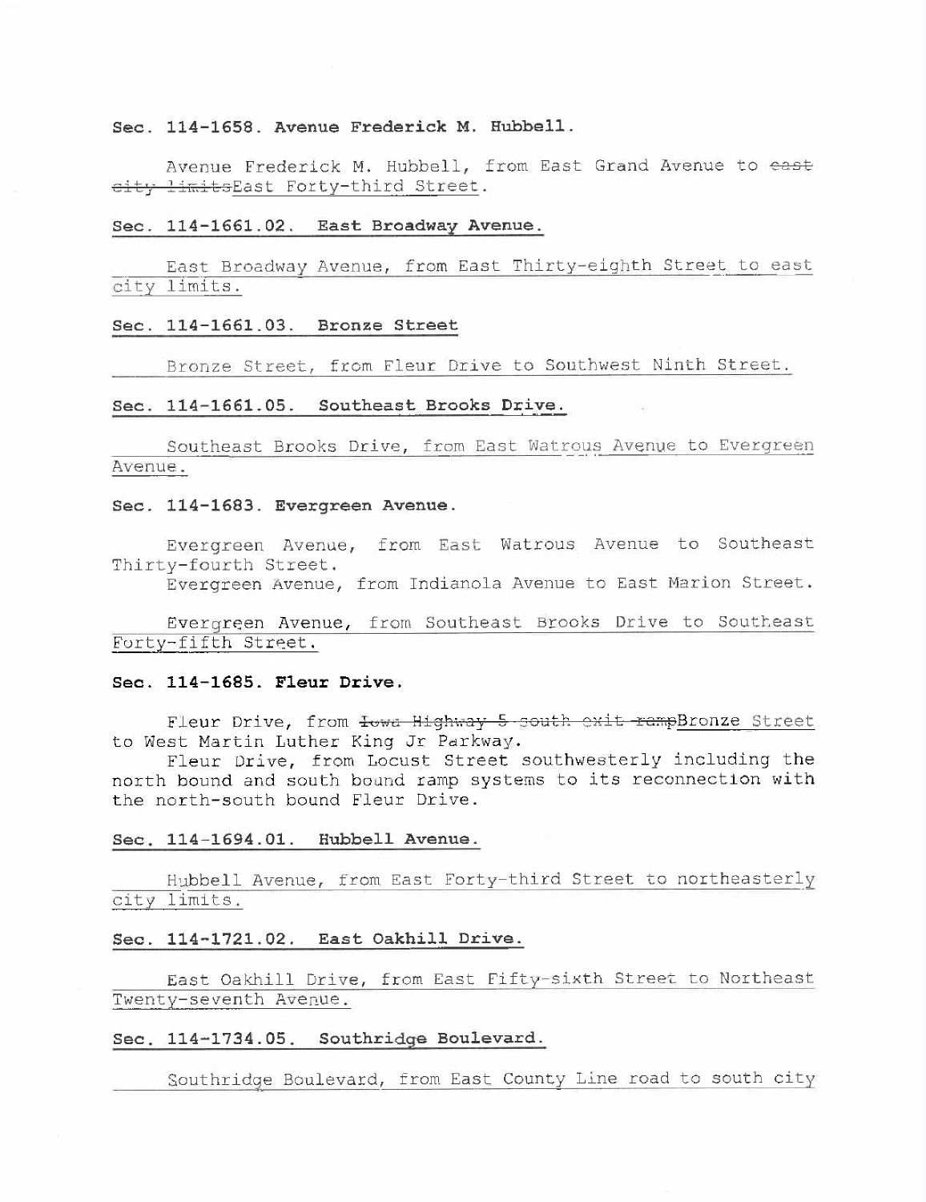**Sec. 114-1658. Avenue Frederick M. Hubbell.**

Avenue Frederick M. Hubbell, from East Grand Avenue to ~~east city limits~~East Forty-third Street.

**Sec. 114-1661.02. East Broadway Avenue.**

East Broadway Avenue, from East Thirty-eighth Street to east city limits.

**Sec. 114-1661.03. Bronze Street**

Bronze Street, from Fleur Drive to Southwest Ninth Street.

**Sec. 114-1661.05. Southeast Brooks Drive.**

Southeast Brooks Drive, from East Watrous Avenue to Evergreen Avenue.

**Sec. 114-1683. Evergreen Avenue.**

Evergreen Avenue, from East Watrous Avenue to Southeast Thirty-fourth Street.

Evergreen Avenue, from Indianola Avenue to East Marion Street.

Evergreen Avenue, from Southeast Brooks Drive to Southeast Forty-fifth Street.

**Sec. 114-1685. Fleur Drive.**

Fleur Drive, from ~~Iowa Highway 5 south exit ramp~~Bronze Street to West Martin Luther King Jr Parkway.

Fleur Drive, from Locust Street southwesterly including the north bound and south bound ramp systems to its reconnection with the north-south bound Fleur Drive.

**Sec. 114-1694.01. Hubbell Avenue.**

Hubbell Avenue, from East Forty-third Street to northeasterly city limits.

**Sec. 114-1721.02. East Oakhill Drive.**

East Oakhill Drive, from East Fifty-sixth Street to Northeast Twenty-seventh Avenue.

**Sec. 114-1734.05. Southridge Boulevard.**

Southridge Boulevard, from East County Line road to south city